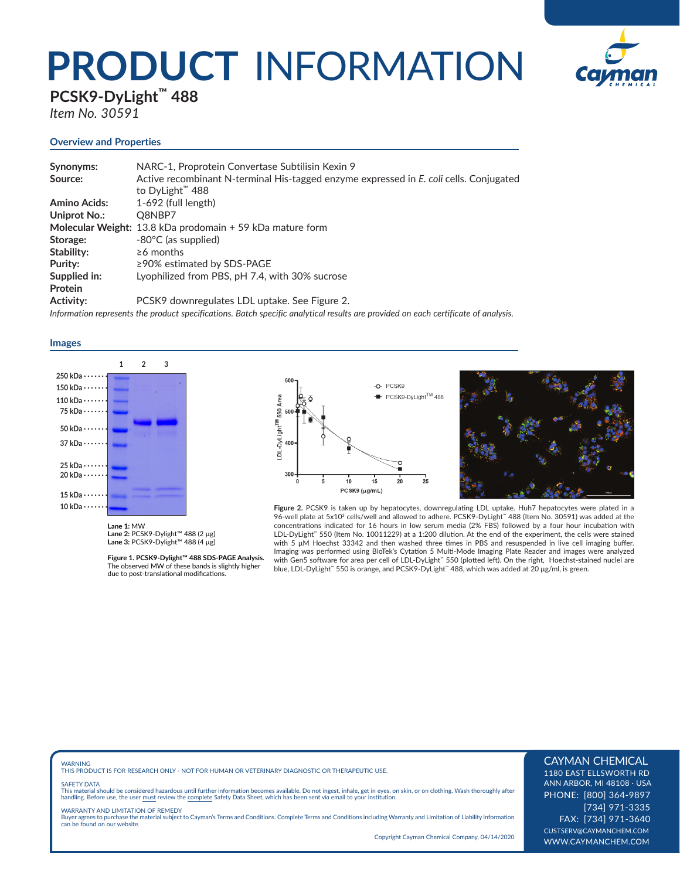# PRODUCT INFORMATION

## PCSK9-DyLight™ 488

*Item No. 30591*

### Overview and Properties

| | |
|---|---|
| **Synonyms:** | NARC-1, Proprotein Convertase Subtilisin Kexin 9 |
| **Source:** | Active recombinant N-terminal His-tagged enzyme expressed in *E. coli* cells. Conjugated to DyLight™ 488 |
| **Amino Acids:** | 1-692 (full length) |
| **Uniprot No.:** | Q8NBP7 |
| **Molecular Weight:** | 13.8 kDa prodomain + 59 kDa mature form |
| **Storage:** | -80°C (as supplied) |
| **Stability:** | ≥6 months |
| **Purity:** | ≥90% estimated by SDS-PAGE |
| **Supplied in:** | Lyophilized from PBS, pH 7.4, with 30% sucrose |
| **Protein Activity:** | PCSK9 downregulates LDL uptake. See Figure 2. |

*Information represents the product specifications. Batch specific analytical results are provided on each certificate of analysis.*

### Images

**Lane 1:** MW
**Lane 2:** PCSK9-Dylight™ 488 (2 µg)
**Lane 3:** PCSK9-Dylight™ 488 (4 µg)

**Figure 1. PCSK9-Dylight™ 488 SDS-PAGE Analysis.** The observed MW of these bands is slightly higher due to post-translational modifications.

**Figure 2.** PCSK9 is taken up by hepatocytes, downregulating LDL uptake. Huh7 hepatocytes were plated in a 96-well plate at 5x10[3] cells/well and allowed to adhere. PCSK9-DyLight™ 488 (Item No. 30591) was added at the concentrations indicated for 16 hours in low serum media (2% FBS) followed by a four hour incubation with LDL-DyLight™ 550 (Item No. 10011229) at a 1:200 dilution. At the end of the experiment, the cells were stained with 5 µM Hoechst 33342 and then washed three times in PBS and resuspended in live cell imaging buffer. Imaging was performed using BioTek's Cytation 5 Multi-Mode Imaging Plate Reader and images were analyzed with Gen5 software for area per cell of LDL-DyLight™ 550 (plotted left). On the right, Hoechst-stained nuclei are blue, LDL-DyLight™ 550 is orange, and PCSK9-DyLight™ 488, which was added at 20 µg/ml, is green.

WARNING
THIS PRODUCT IS FOR RESEARCH ONLY - NOT FOR HUMAN OR VETERINARY DIAGNOSTIC OR THERAPEUTIC USE.

SAFETY DATA
This material should be considered hazardous until further information becomes available. Do not ingest, inhale, get in eyes, on skin, or on clothing. Wash thoroughly after handling. Before use, the user must review the complete Safety Data Sheet, which has been sent *via* email to your institution.

WARRANTY AND LIMITATION OF REMEDY
Buyer agrees to purchase the material subject to Cayman's Terms and Conditions. Complete Terms and Conditions including Warranty and Limitation of Liability information can be found on our website.

Copyright Cayman Chemical Company, 04/14/2020

CAYMAN CHEMICAL
1180 EAST ELLSWORTH RD
ANN ARBOR, MI 48108 · USA
PHONE: [800] 364-9897
[734] 971-3335
FAX: [734] 971-3640
CUSTSERV@CAYMANCHEM.COM
WWW.CAYMANCHEM.COM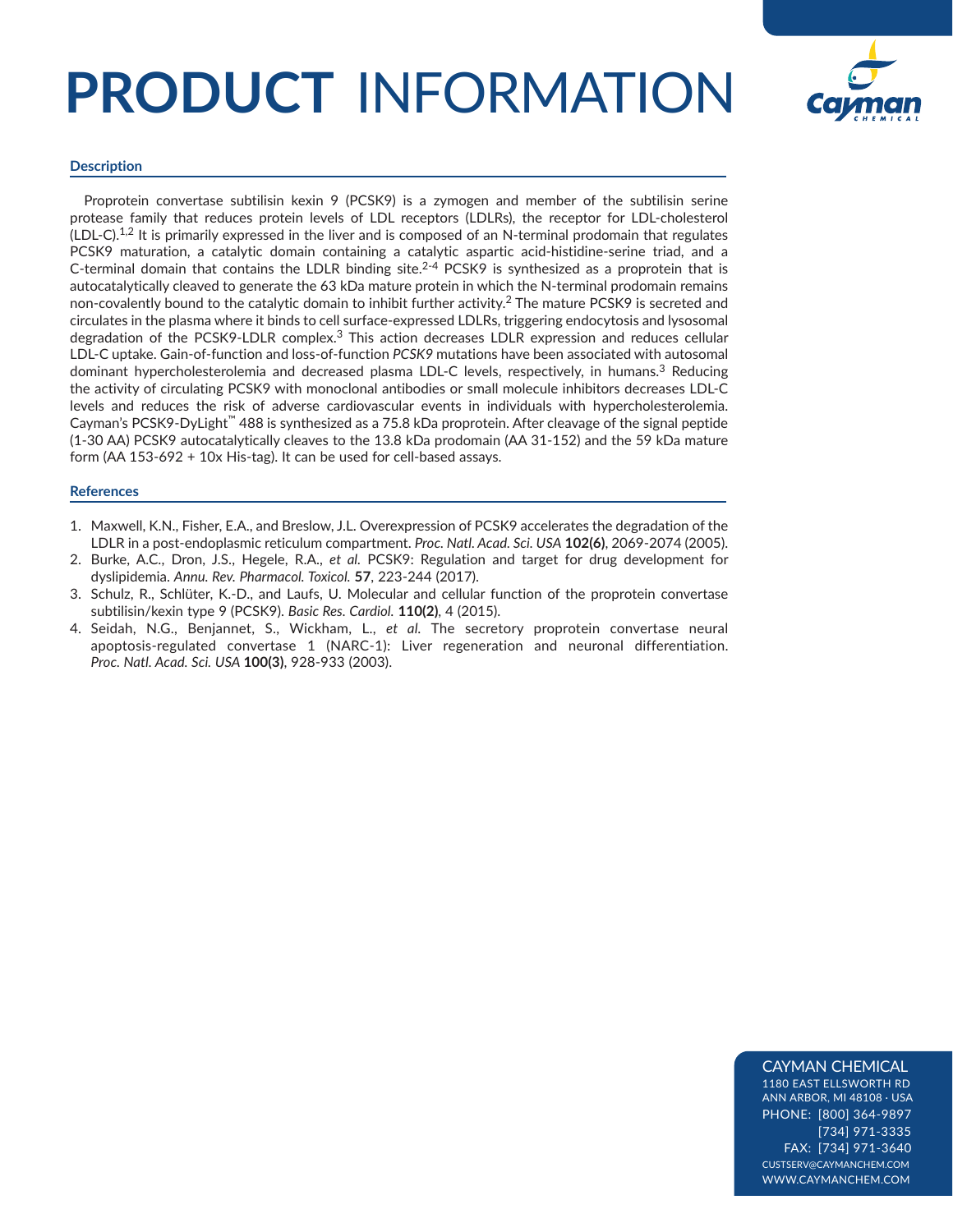# PRODUCT INFORMATION

## Description

Proprotein convertase subtilisin kexin 9 (PCSK9) is a zymogen and member of the subtilisin serine protease family that reduces protein levels of LDL receptors (LDLRs), the receptor for LDL-cholesterol (LDL-C).[1,2] It is primarily expressed in the liver and is composed of an N-terminal prodomain that regulates PCSK9 maturation, a catalytic domain containing a catalytic aspartic acid-histidine-serine triad, and a C-terminal domain that contains the LDLR binding site.[2-4] PCSK9 is synthesized as a proprotein that is autocatalytically cleaved to generate the 63 kDa mature protein in which the N-terminal prodomain remains non-covalently bound to the catalytic domain to inhibit further activity.[2] The mature PCSK9 is secreted and circulates in the plasma where it binds to cell surface-expressed LDLRs, triggering endocytosis and lysosomal degradation of the PCSK9-LDLR complex.[3] This action decreases LDLR expression and reduces cellular LDL-C uptake. Gain-of-function and loss-of-function *PCSK9* mutations have been associated with autosomal dominant hypercholesterolemia and decreased plasma LDL-C levels, respectively, in humans.[3] Reducing the activity of circulating PCSK9 with monoclonal antibodies or small molecule inhibitors decreases LDL-C levels and reduces the risk of adverse cardiovascular events in individuals with hypercholesterolemia. Cayman's PCSK9-DyLight™ 488 is synthesized as a 75.8 kDa proprotein. After cleavage of the signal peptide (1-30 AA) PCSK9 autocatalytically cleaves to the 13.8 kDa prodomain (AA 31-152) and the 59 kDa mature form (AA 153-692 + 10x His-tag). It can be used for cell-based assays.

## References

1. Maxwell, K.N., Fisher, E.A., and Breslow, J.L. Overexpression of PCSK9 accelerates the degradation of the LDLR in a post-endoplasmic reticulum compartment. *Proc. Natl. Acad. Sci. USA* **102(6)**, 2069-2074 (2005).
2. Burke, A.C., Dron, J.S., Hegele, R.A., *et al.* PCSK9: Regulation and target for drug development for dyslipidemia. *Annu. Rev. Pharmacol. Toxicol.* **57**, 223-244 (2017).
3. Schulz, R., Schlüter, K.-D., and Laufs, U. Molecular and cellular function of the proprotein convertase subtilisin/kexin type 9 (PCSK9). *Basic Res. Cardiol.* **110(2)**, 4 (2015).
4. Seidah, N.G., Benjannet, S., Wickham, L., *et al.* The secretory proprotein convertase neural apoptosis-regulated convertase 1 (NARC-1): Liver regeneration and neuronal differentiation. *Proc. Natl. Acad. Sci. USA* **100(3)**, 928-933 (2003).

CAYMAN CHEMICAL
1180 EAST ELLSWORTH RD
ANN ARBOR, MI 48108 · USA
PHONE: [800] 364-9897
[734] 971-3335
FAX: [734] 971-3640
CUSTSERV@CAYMANCHEM.COM
WWW.CAYMANCHEM.COM